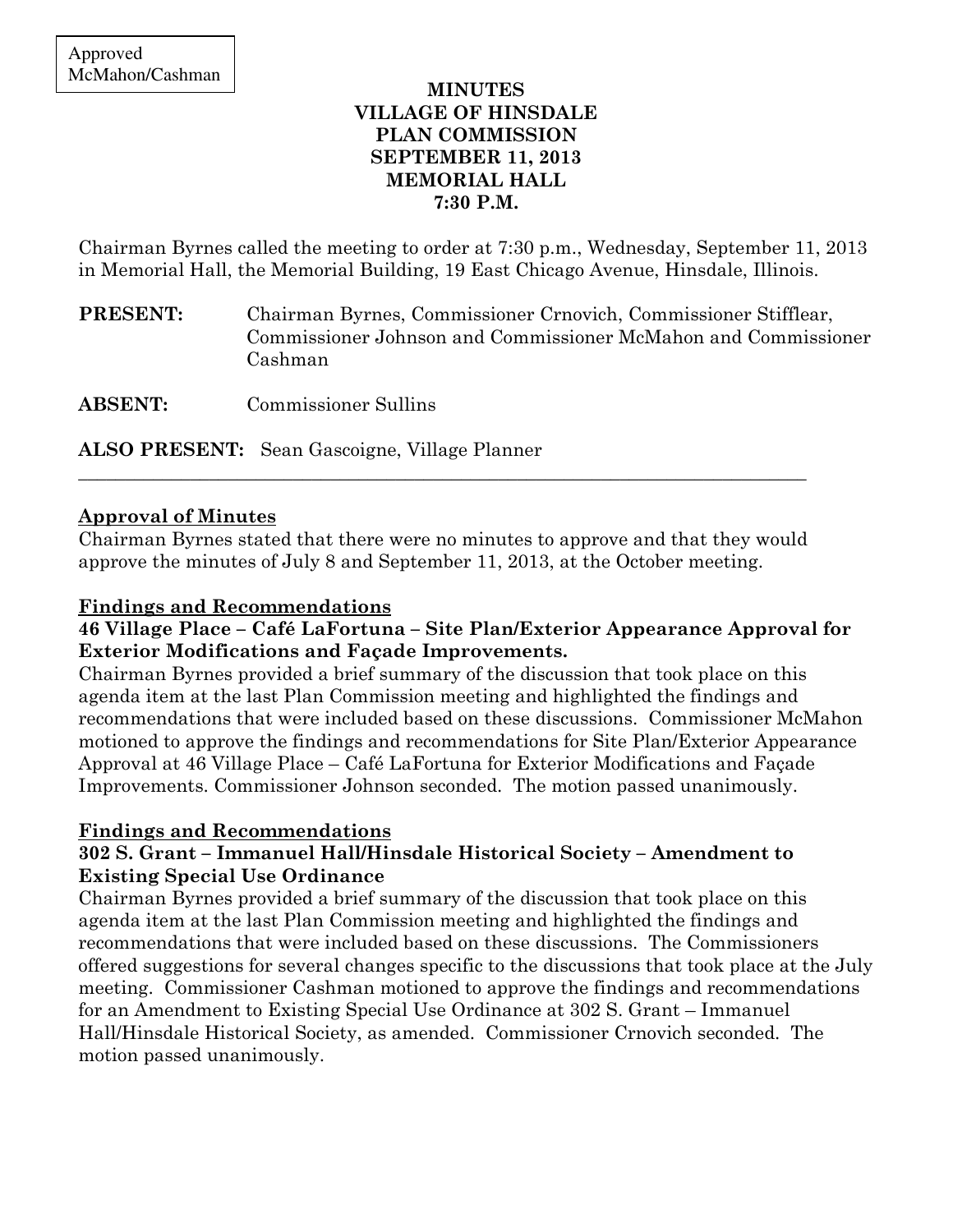Approved
McMahon/Cashman

# MINUTES
# VILLAGE OF HINSDALE
# PLAN COMMISSION
# SEPTEMBER 11, 2013
# MEMORIAL HALL
# 7:30 P.M.

Chairman Byrnes called the meeting to order at 7:30 p.m., Wednesday, September 11, 2013 in Memorial Hall, the Memorial Building, 19 East Chicago Avenue, Hinsdale, Illinois.

**PRESENT:** Chairman Byrnes, Commissioner Crnovich, Commissioner Stifflear, Commissioner Johnson and Commissioner McMahon and Commissioner Cashman

**ABSENT:** Commissioner Sullins

**ALSO PRESENT:** Sean Gascoigne, Village Planner

---

## Approval of Minutes

Chairman Byrnes stated that there were no minutes to approve and that they would approve the minutes of July 8 and September 11, 2013, at the October meeting.

## Findings and Recommendations

### 46 Village Place – Café LaFortuna – Site Plan/Exterior Appearance Approval for Exterior Modifications and Façade Improvements.

Chairman Byrnes provided a brief summary of the discussion that took place on this agenda item at the last Plan Commission meeting and highlighted the findings and recommendations that were included based on these discussions. Commissioner McMahon motioned to approve the findings and recommendations for Site Plan/Exterior Appearance Approval at 46 Village Place – Café LaFortuna for Exterior Modifications and Façade Improvements. Commissioner Johnson seconded. The motion passed unanimously.

## Findings and Recommendations

### 302 S. Grant – Immanuel Hall/Hinsdale Historical Society – Amendment to Existing Special Use Ordinance

Chairman Byrnes provided a brief summary of the discussion that took place on this agenda item at the last Plan Commission meeting and highlighted the findings and recommendations that were included based on these discussions. The Commissioners offered suggestions for several changes specific to the discussions that took place at the July meeting. Commissioner Cashman motioned to approve the findings and recommendations for an Amendment to Existing Special Use Ordinance at 302 S. Grant – Immanuel Hall/Hinsdale Historical Society, as amended. Commissioner Crnovich seconded. The motion passed unanimously.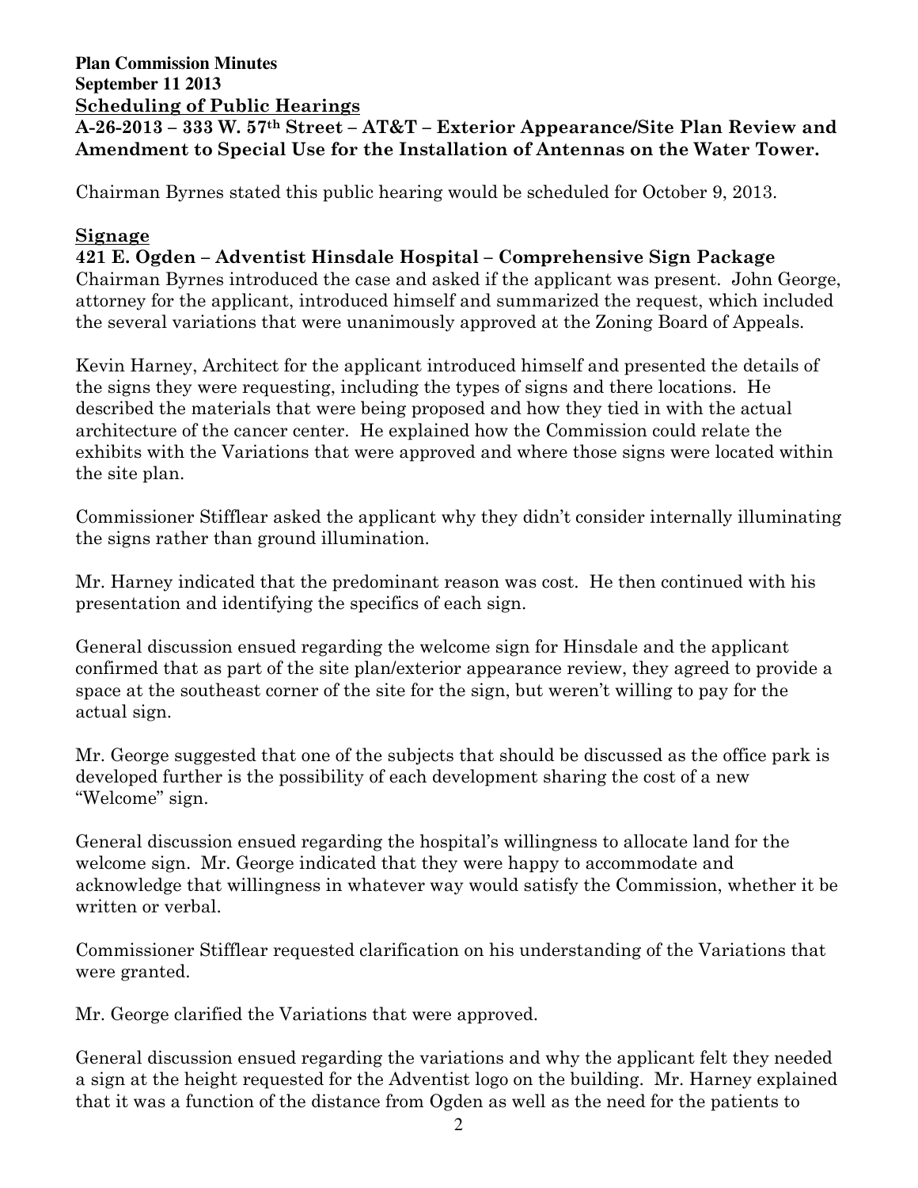**Plan Commission Minutes**
**September 11 2013**

**Scheduling of Public Hearings**

**A-26-2013 – 333 W. 57th Street – AT&T – Exterior Appearance/Site Plan Review and Amendment to Special Use for the Installation of Antennas on the Water Tower.**

Chairman Byrnes stated this public hearing would be scheduled for October 9, 2013.

**Signage**

**421 E. Ogden – Adventist Hinsdale Hospital – Comprehensive Sign Package**

Chairman Byrnes introduced the case and asked if the applicant was present. John George, attorney for the applicant, introduced himself and summarized the request, which included the several variations that were unanimously approved at the Zoning Board of Appeals.

Kevin Harney, Architect for the applicant introduced himself and presented the details of the signs they were requesting, including the types of signs and there locations. He described the materials that were being proposed and how they tied in with the actual architecture of the cancer center. He explained how the Commission could relate the exhibits with the Variations that were approved and where those signs were located within the site plan.

Commissioner Stifflear asked the applicant why they didn't consider internally illuminating the signs rather than ground illumination.

Mr. Harney indicated that the predominant reason was cost. He then continued with his presentation and identifying the specifics of each sign.

General discussion ensued regarding the welcome sign for Hinsdale and the applicant confirmed that as part of the site plan/exterior appearance review, they agreed to provide a space at the southeast corner of the site for the sign, but weren't willing to pay for the actual sign.

Mr. George suggested that one of the subjects that should be discussed as the office park is developed further is the possibility of each development sharing the cost of a new "Welcome" sign.

General discussion ensued regarding the hospital's willingness to allocate land for the welcome sign. Mr. George indicated that they were happy to accommodate and acknowledge that willingness in whatever way would satisfy the Commission, whether it be written or verbal.

Commissioner Stifflear requested clarification on his understanding of the Variations that were granted.

Mr. George clarified the Variations that were approved.

General discussion ensued regarding the variations and why the applicant felt they needed a sign at the height requested for the Adventist logo on the building. Mr. Harney explained that it was a function of the distance from Ogden as well as the need for the patients to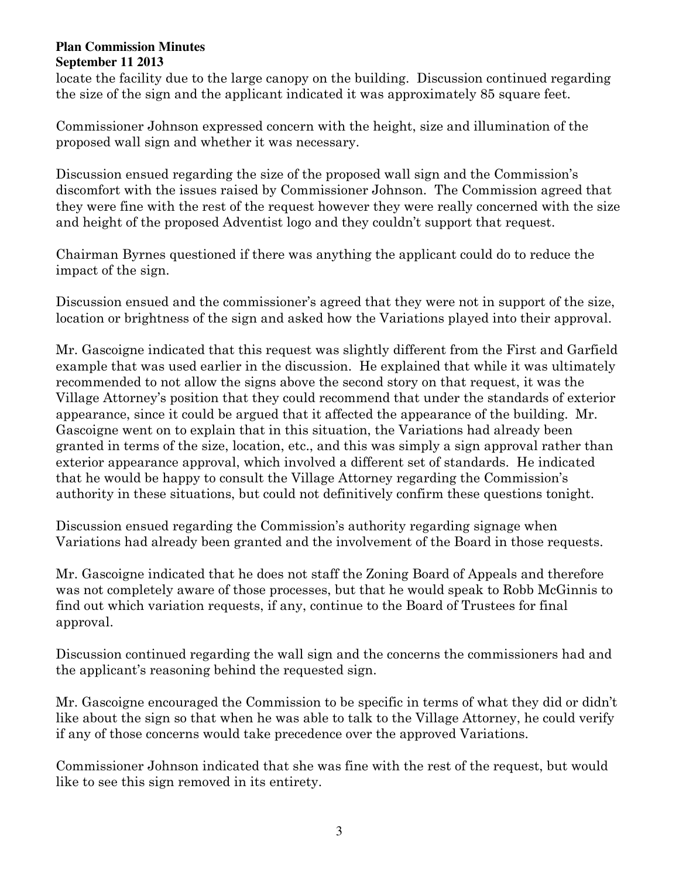locate the facility due to the large canopy on the building. Discussion continued regarding the size of the sign and the applicant indicated it was approximately 85 square feet.

Commissioner Johnson expressed concern with the height, size and illumination of the proposed wall sign and whether it was necessary.

Discussion ensued regarding the size of the proposed wall sign and the Commission's discomfort with the issues raised by Commissioner Johnson. The Commission agreed that they were fine with the rest of the request however they were really concerned with the size and height of the proposed Adventist logo and they couldn't support that request.

Chairman Byrnes questioned if there was anything the applicant could do to reduce the impact of the sign.

Discussion ensued and the commissioner's agreed that they were not in support of the size, location or brightness of the sign and asked how the Variations played into their approval.

Mr. Gascoigne indicated that this request was slightly different from the First and Garfield example that was used earlier in the discussion. He explained that while it was ultimately recommended to not allow the signs above the second story on that request, it was the Village Attorney's position that they could recommend that under the standards of exterior appearance, since it could be argued that it affected the appearance of the building. Mr. Gascoigne went on to explain that in this situation, the Variations had already been granted in terms of the size, location, etc., and this was simply a sign approval rather than exterior appearance approval, which involved a different set of standards. He indicated that he would be happy to consult the Village Attorney regarding the Commission's authority in these situations, but could not definitively confirm these questions tonight.

Discussion ensued regarding the Commission's authority regarding signage when Variations had already been granted and the involvement of the Board in those requests.

Mr. Gascoigne indicated that he does not staff the Zoning Board of Appeals and therefore was not completely aware of those processes, but that he would speak to Robb McGinnis to find out which variation requests, if any, continue to the Board of Trustees for final approval.

Discussion continued regarding the wall sign and the concerns the commissioners had and the applicant's reasoning behind the requested sign.

Mr. Gascoigne encouraged the Commission to be specific in terms of what they did or didn't like about the sign so that when he was able to talk to the Village Attorney, he could verify if any of those concerns would take precedence over the approved Variations.

Commissioner Johnson indicated that she was fine with the rest of the request, but would like to see this sign removed in its entirety.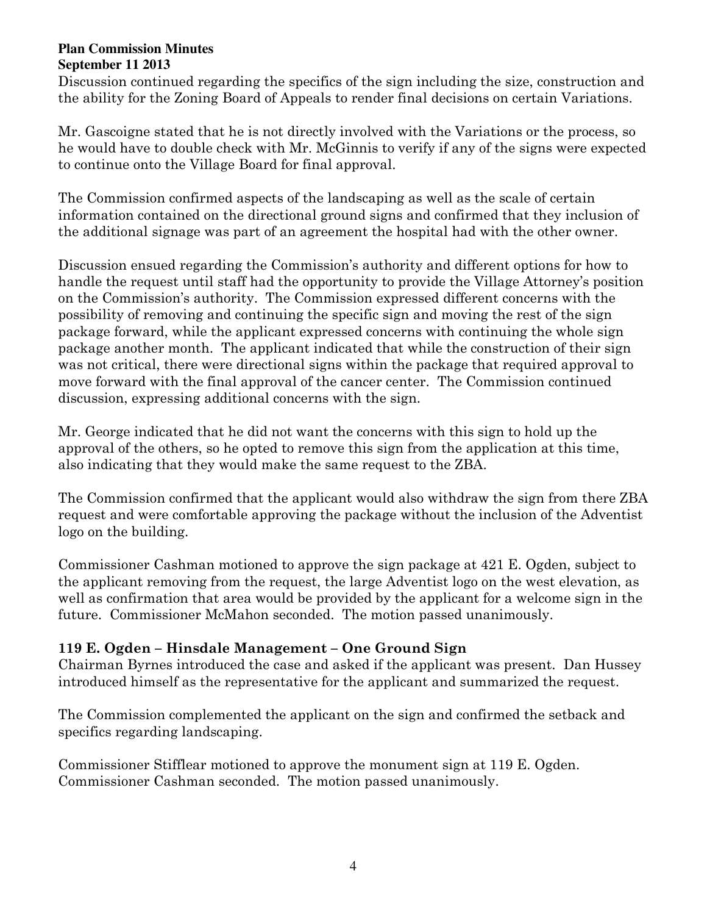Discussion continued regarding the specifics of the sign including the size, construction and the ability for the Zoning Board of Appeals to render final decisions on certain Variations.

Mr. Gascoigne stated that he is not directly involved with the Variations or the process, so he would have to double check with Mr. McGinnis to verify if any of the signs were expected to continue onto the Village Board for final approval.

The Commission confirmed aspects of the landscaping as well as the scale of certain information contained on the directional ground signs and confirmed that they inclusion of the additional signage was part of an agreement the hospital had with the other owner.

Discussion ensued regarding the Commission's authority and different options for how to handle the request until staff had the opportunity to provide the Village Attorney's position on the Commission's authority. The Commission expressed different concerns with the possibility of removing and continuing the specific sign and moving the rest of the sign package forward, while the applicant expressed concerns with continuing the whole sign package another month. The applicant indicated that while the construction of their sign was not critical, there were directional signs within the package that required approval to move forward with the final approval of the cancer center. The Commission continued discussion, expressing additional concerns with the sign.

Mr. George indicated that he did not want the concerns with this sign to hold up the approval of the others, so he opted to remove this sign from the application at this time, also indicating that they would make the same request to the ZBA.

The Commission confirmed that the applicant would also withdraw the sign from there ZBA request and were comfortable approving the package without the inclusion of the Adventist logo on the building.

Commissioner Cashman motioned to approve the sign package at 421 E. Ogden, subject to the applicant removing from the request, the large Adventist logo on the west elevation, as well as confirmation that area would be provided by the applicant for a welcome sign in the future. Commissioner McMahon seconded. The motion passed unanimously.

### 119 E. Ogden – Hinsdale Management – One Ground Sign

Chairman Byrnes introduced the case and asked if the applicant was present. Dan Hussey introduced himself as the representative for the applicant and summarized the request.

The Commission complemented the applicant on the sign and confirmed the setback and specifics regarding landscaping.

Commissioner Stifflear motioned to approve the monument sign at 119 E. Ogden. Commissioner Cashman seconded. The motion passed unanimously.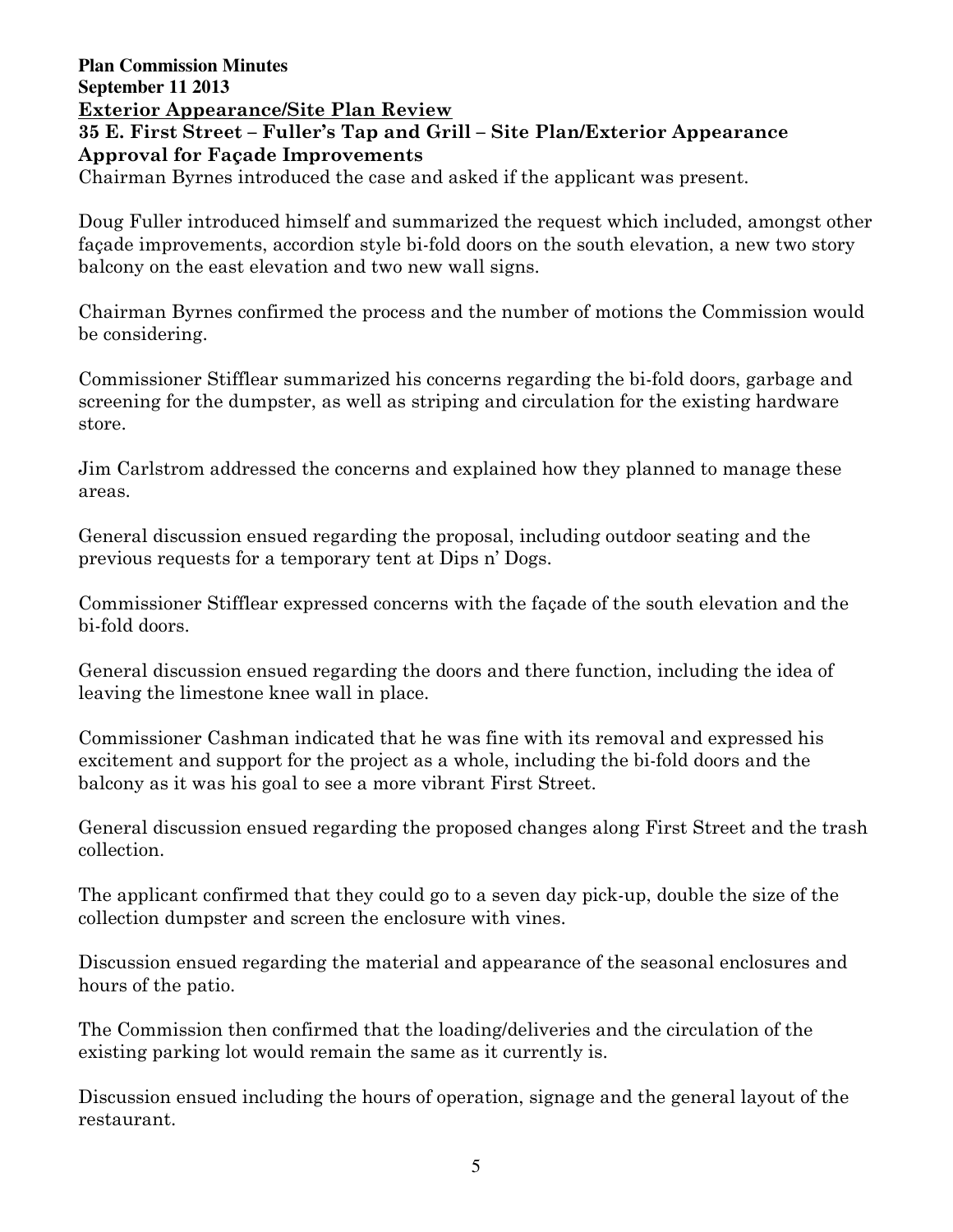**Plan Commission Minutes**
**September 11 2013**

**Exterior Appearance/Site Plan Review**

**35 E. First Street – Fuller's Tap and Grill – Site Plan/Exterior Appearance Approval for Façade Improvements**

Chairman Byrnes introduced the case and asked if the applicant was present.

Doug Fuller introduced himself and summarized the request which included, amongst other façade improvements, accordion style bi-fold doors on the south elevation, a new two story balcony on the east elevation and two new wall signs.

Chairman Byrnes confirmed the process and the number of motions the Commission would be considering.

Commissioner Stifflear summarized his concerns regarding the bi-fold doors, garbage and screening for the dumpster, as well as striping and circulation for the existing hardware store.

Jim Carlstrom addressed the concerns and explained how they planned to manage these areas.

General discussion ensued regarding the proposal, including outdoor seating and the previous requests for a temporary tent at Dips n' Dogs.

Commissioner Stifflear expressed concerns with the façade of the south elevation and the bi-fold doors.

General discussion ensued regarding the doors and there function, including the idea of leaving the limestone knee wall in place.

Commissioner Cashman indicated that he was fine with its removal and expressed his excitement and support for the project as a whole, including the bi-fold doors and the balcony as it was his goal to see a more vibrant First Street.

General discussion ensued regarding the proposed changes along First Street and the trash collection.

The applicant confirmed that they could go to a seven day pick-up, double the size of the collection dumpster and screen the enclosure with vines.

Discussion ensued regarding the material and appearance of the seasonal enclosures and hours of the patio.

The Commission then confirmed that the loading/deliveries and the circulation of the existing parking lot would remain the same as it currently is.

Discussion ensued including the hours of operation, signage and the general layout of the restaurant.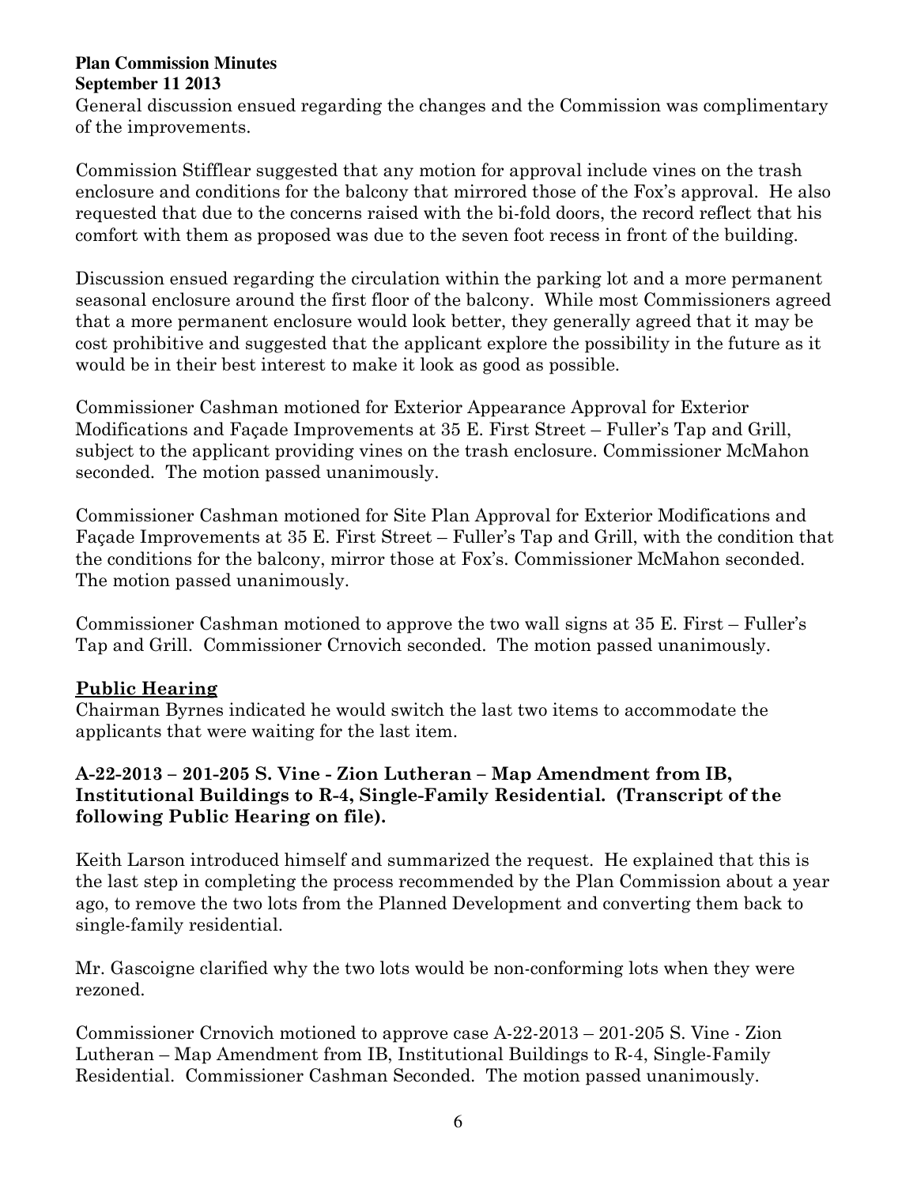General discussion ensued regarding the changes and the Commission was complimentary of the improvements.

Commission Stifflear suggested that any motion for approval include vines on the trash enclosure and conditions for the balcony that mirrored those of the Fox's approval. He also requested that due to the concerns raised with the bi-fold doors, the record reflect that his comfort with them as proposed was due to the seven foot recess in front of the building.

Discussion ensued regarding the circulation within the parking lot and a more permanent seasonal enclosure around the first floor of the balcony. While most Commissioners agreed that a more permanent enclosure would look better, they generally agreed that it may be cost prohibitive and suggested that the applicant explore the possibility in the future as it would be in their best interest to make it look as good as possible.

Commissioner Cashman motioned for Exterior Appearance Approval for Exterior Modifications and Façade Improvements at 35 E. First Street – Fuller's Tap and Grill, subject to the applicant providing vines on the trash enclosure. Commissioner McMahon seconded. The motion passed unanimously.

Commissioner Cashman motioned for Site Plan Approval for Exterior Modifications and Façade Improvements at 35 E. First Street – Fuller's Tap and Grill, with the condition that the conditions for the balcony, mirror those at Fox's. Commissioner McMahon seconded. The motion passed unanimously.

Commissioner Cashman motioned to approve the two wall signs at 35 E. First – Fuller's Tap and Grill. Commissioner Crnovich seconded. The motion passed unanimously.

## Public Hearing

Chairman Byrnes indicated he would switch the last two items to accommodate the applicants that were waiting for the last item.

### A-22-2013 – 201-205 S. Vine - Zion Lutheran – Map Amendment from IB, Institutional Buildings to R-4, Single-Family Residential. (Transcript of the following Public Hearing on file).

Keith Larson introduced himself and summarized the request. He explained that this is the last step in completing the process recommended by the Plan Commission about a year ago, to remove the two lots from the Planned Development and converting them back to single-family residential.

Mr. Gascoigne clarified why the two lots would be non-conforming lots when they were rezoned.

Commissioner Crnovich motioned to approve case A-22-2013 – 201-205 S. Vine - Zion Lutheran – Map Amendment from IB, Institutional Buildings to R-4, Single-Family Residential. Commissioner Cashman Seconded. The motion passed unanimously.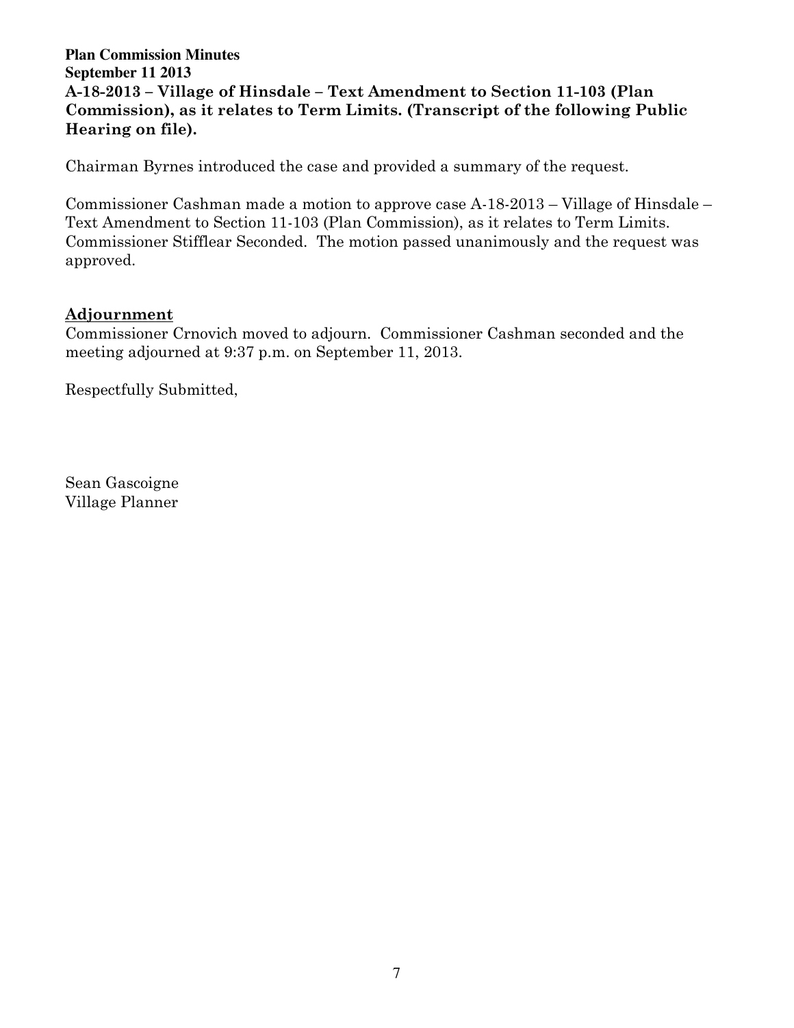**Plan Commission Minutes**
**September 11 2013**
**A-18-2013 – Village of Hinsdale – Text Amendment to Section 11-103 (Plan Commission), as it relates to Term Limits. (Transcript of the following Public Hearing on file).**

Chairman Byrnes introduced the case and provided a summary of the request.

Commissioner Cashman made a motion to approve case A-18-2013 – Village of Hinsdale – Text Amendment to Section 11-103 (Plan Commission), as it relates to Term Limits. Commissioner Stifflear Seconded. The motion passed unanimously and the request was approved.

## Adjournment

Commissioner Crnovich moved to adjourn. Commissioner Cashman seconded and the meeting adjourned at 9:37 p.m. on September 11, 2013.

Respectfully Submitted,

Sean Gascoigne
Village Planner